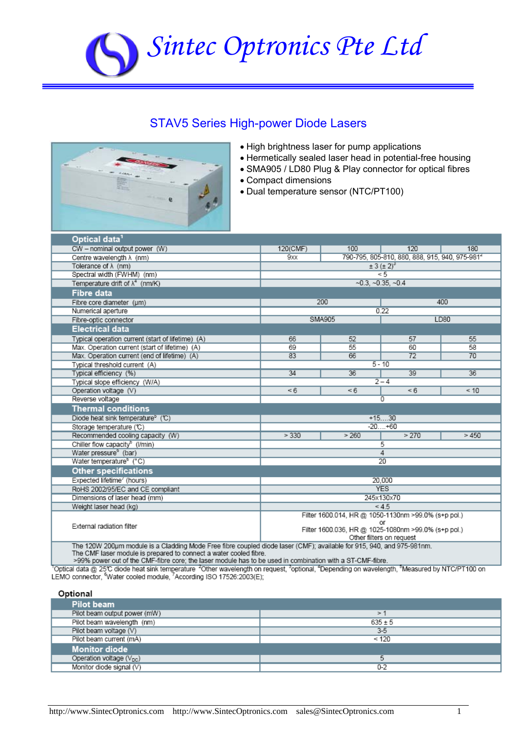# Sintec Optronics Pte Ltd

## STAV5 Series High-power Diode Lasers

- High brightness laser for pump applications
- Hermetically sealed laser head in potential-free housing
- SMA905 / LD80 Plug & Play connector for optical fibres
- Compact dimensions
- Dual temperature sensor (NTC/PT100)

| **Optical data**[1] | | | | |
|---|---|---|---|---|
| CW – nominal output power (W) | 120(CMF) | 100 | 120 | 180 |
| Centre wavelength λ (nm) | 9xx | 790-795, 805-810, 880, 888, 915, 940, 975-981[2] | | |
| Tolerance of λ (nm) | ± 3 (± 2)[3] | | | |
| Spectral width (FWHM) (nm) | < 5 | | | |
| Temperature drift of λ[4] (nm/K) | ~0.3, ~0.35, ~0.4 | | | |
| **Fibre data** | | | | |
| Fibre core diameter (µm) | 200 | | 400 | |
| Numerical aperture | 0.22 | | | |
| Fibre-optic connector | SMA905 | | LD80 | |
| **Electrical data** | | | | |
| Typical operation current (start of lifetime) (A) | 66 | 52 | 57 | 55 |
| Max. Operation current (start of lifetime) (A) | 69 | 55 | 60 | 58 |
| Max. Operation current (end of lifetime) (A) | 83 | 66 | 72 | 70 |
| Typical threshold current (A) | 5 - 10 | | | |
| Typical efficiency (%) | 34 | 36 | 39 | 36 |
| Typical slope efficiency (W/A) | 2 – 4 | | | |
| Operation voltage (V) | < 6 | < 6 | < 6 | < 10 |
| Reverse voltage | 0 | | | |
| **Thermal conditions** | | | | |
| Diode heat sink temperature[5] (℃) | +15….30 | | | |
| Storage temperature (℃) | -20….+60 | | | |
| Recommended cooling capacity (W) | > 330 | > 260 | > 270 | > 450 |
| Chiller flow capacity[6] (l/min) | 5 | | | |
| Water pressure[6] (bar) | 4 | | | |
| Water temperature[6] (°C) | 20 | | | |
| **Other specifications** | | | | |
| Expected lifetime[7] (hours) | 20,000 | | | |
| RoHS 2002/95/EC and CE compliant | YES | | | |
| Dimensions of laser head (mm) | 245x130x70 | | | |
| Weight laser head (kg) | < 4.5 | | | |
| External radiation filter | Filter 1600.014, HR @ 1050-1130nm >99.0% (s+p pol.) or Filter 1600.036, HR @ 1025-1080nm >99.0% (s+p pol.) Other filters on request | | | |

The 120W 200µm module is a Cladding Mode Free fibre coupled diode laser (CMF); available for 915, 940, and 975-981nm.
The CMF laser module is prepared to connect a water cooled fibre.
>99% power out of the CMF-fibre core; the laser module has to be used in combination with a ST-CMF-fibre.

[1]Optical data @ 25℃ diode heat sink temperature [2]Other wavelength on request, [3]optional, [4]Depending on wavelength, [5]Measured by NTC/PT100 on LEMO connector, [6]Water cooled module, [7]According ISO 17526:2003(E);

### Optional

| **Pilot beam** | |
|---|---|
| Pilot beam output power (mW) | > 1 |
| Pilot beam wavelength (nm) | 635 ± 5 |
| Pilot beam voltage (V) | 3-5 |
| Pilot beam current (mA) | < 120 |
| **Monitor diode** | |
| Operation voltage ($V_{DC}$) | 5 |
| Monitor diode signal (V) | 0-2 |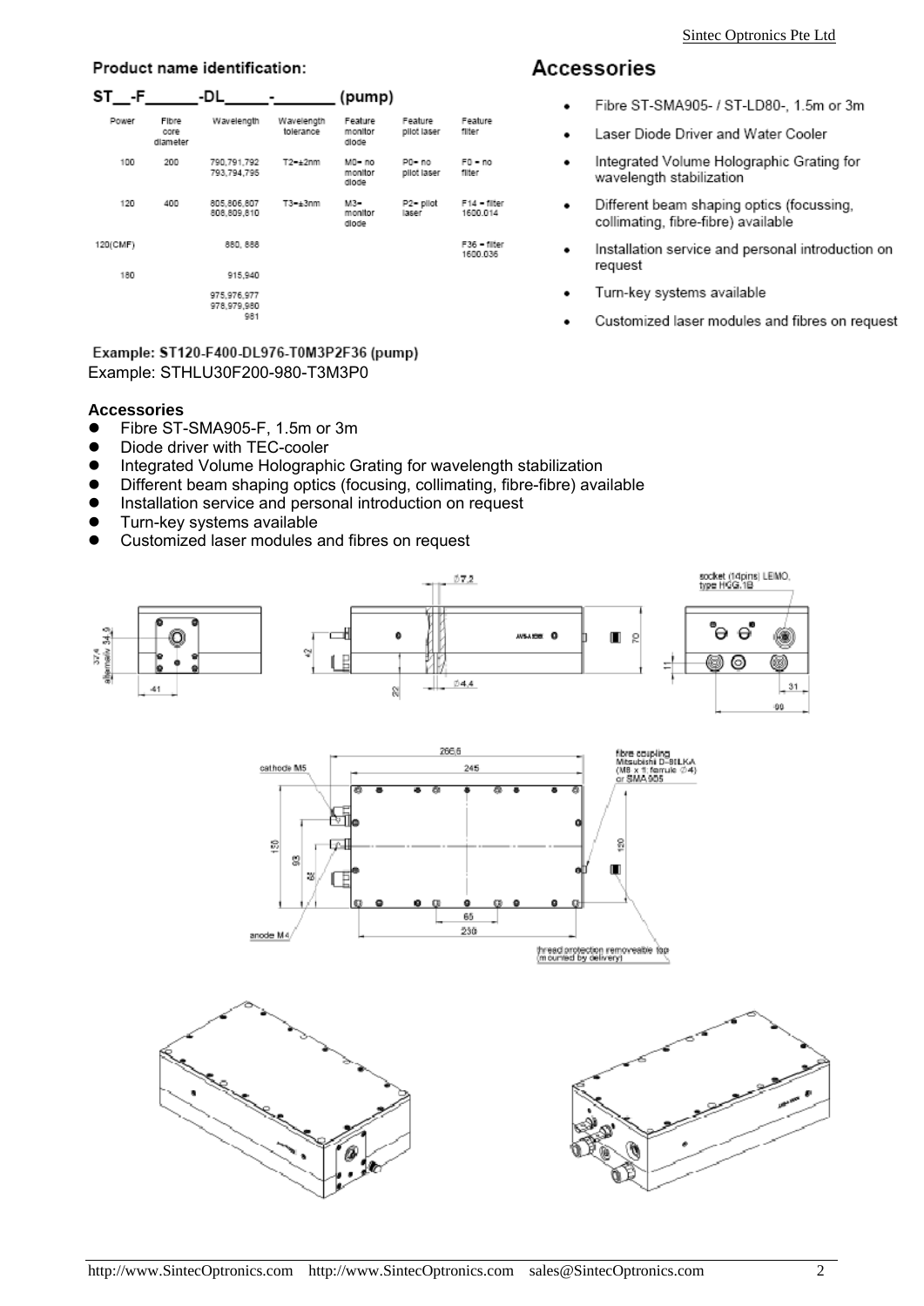## Product name identification:

### ST__-F______-DL_____-_______ (pump)

| Power | Fibre core diameter | Wavelength | Wavelength tolerance | Feature monitor diode | Feature pilot laser | Feature filter |
|---|---|---|---|---|---|---|
| 100 | 200 | 790,791,792 793,794,795 | T2=±2nm | M0= no monitor diode | P0= no pilot laser | F0 = no filter |
| 120 | 400 | 805,806,807 808,809,810 | T3=±3nm | M3= monitor diode | P2= pilot laser | F14 = filter 1600.014 |
| 120(CMF) | | 880, 888 | | | | F36 = filter 1600.036 |
| 180 | | 915,940 | | | | |
| | | 975,976,977 978,979,980 981 | | | | |

**Example: ST120-F400-DL976-T0M3P2F36 (pump)**

Example: STHLU30F200-980-T3M3P0

## Accessories

- Fibre ST-SMA905- / ST-LD80-, 1.5m or 3m
- Laser Diode Driver and Water Cooler
- Integrated Volume Holographic Grating for wavelength stabilization
- Different beam shaping optics (focussing, collimating, fibre-fibre) available
- Installation service and personal introduction on request
- Turn-key systems available
- Customized laser modules and fibres on request

**Accessories**

- Fibre ST-SMA905-F, 1.5m or 3m
- Diode driver with TEC-cooler
- Integrated Volume Holographic Grating for wavelength stabilization
- Different beam shaping optics (focusing, collimating, fibre-fibre) available
- Installation service and personal introduction on request
- Turn-key systems available
- Customized laser modules and fibres on request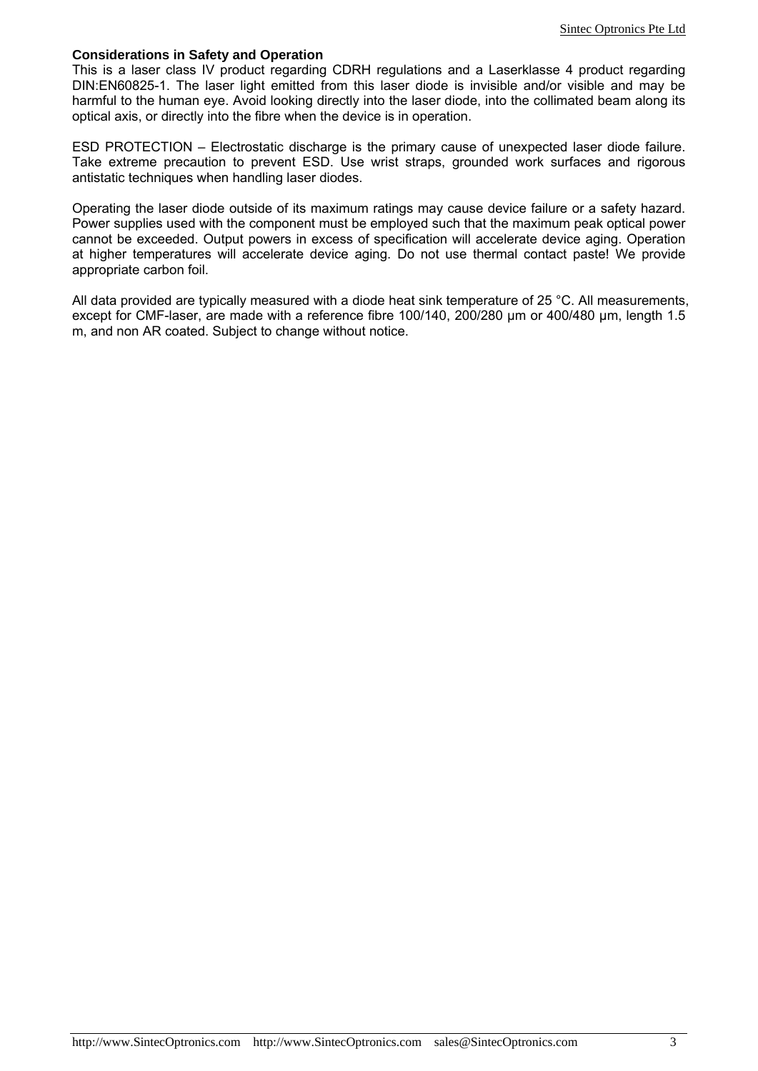**Considerations in Safety and Operation**

This is a laser class IV product regarding CDRH regulations and a Laserklasse 4 product regarding DIN:EN60825-1. The laser light emitted from this laser diode is invisible and/or visible and may be harmful to the human eye. Avoid looking directly into the laser diode, into the collimated beam along its optical axis, or directly into the fibre when the device is in operation.

ESD PROTECTION – Electrostatic discharge is the primary cause of unexpected laser diode failure. Take extreme precaution to prevent ESD. Use wrist straps, grounded work surfaces and rigorous antistatic techniques when handling laser diodes.

Operating the laser diode outside of its maximum ratings may cause device failure or a safety hazard. Power supplies used with the component must be employed such that the maximum peak optical power cannot be exceeded. Output powers in excess of specification will accelerate device aging. Operation at higher temperatures will accelerate device aging. Do not use thermal contact paste! We provide appropriate carbon foil.

All data provided are typically measured with a diode heat sink temperature of 25 °C. All measurements, except for CMF-laser, are made with a reference fibre 100/140, 200/280 µm or 400/480 µm, length 1.5 m, and non AR coated. Subject to change without notice.